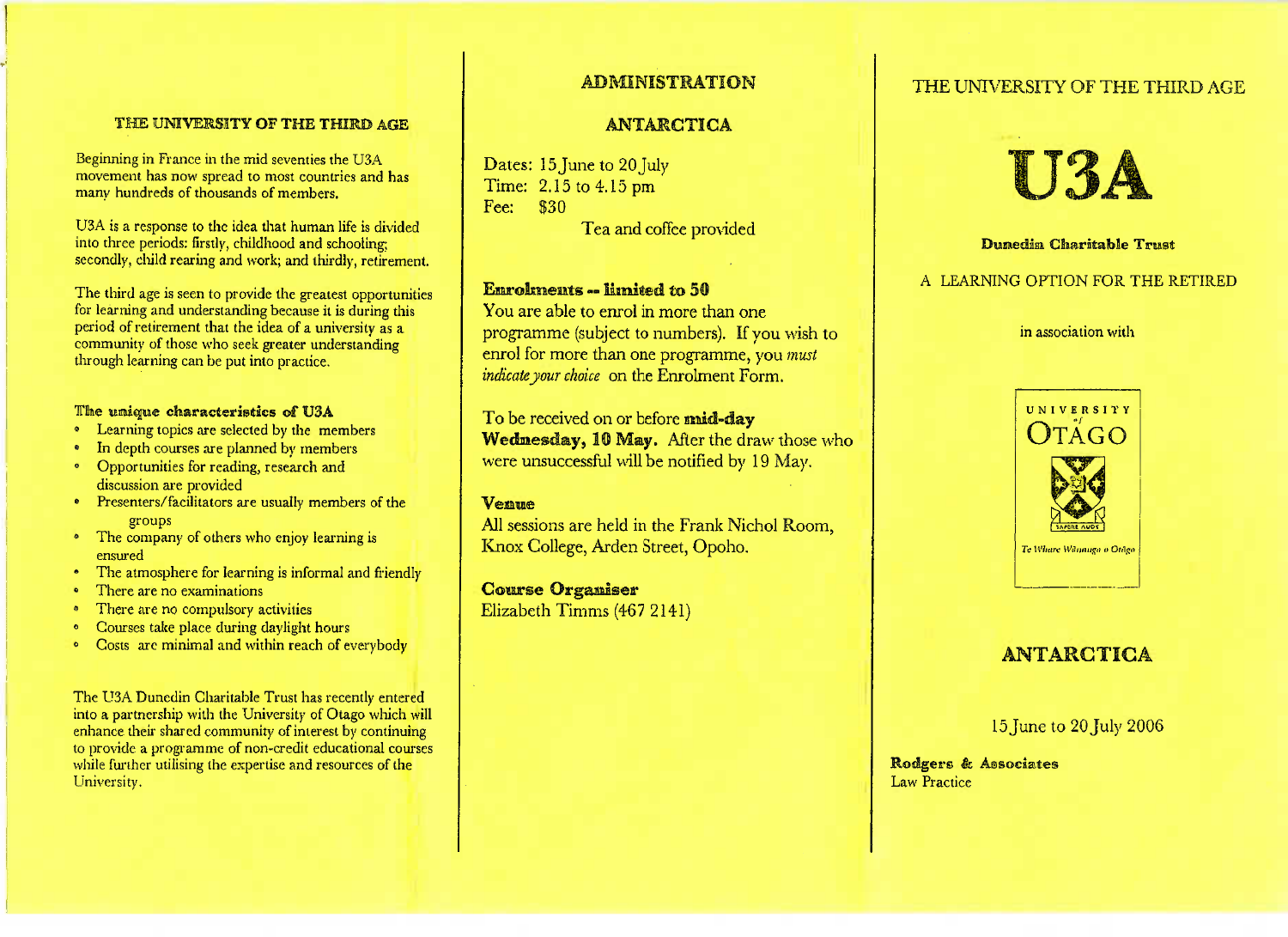## THE UNIVERSITY OF THE THIRD AGE

Beginning in France in the mid seventies the U3A movement has now spread to most countries and has many hundreds of thousands of members.

U3A is a response to the idea that human life is divided into three periods: firstly, childhood and schooling; secondly, child rearing and work; and thirdly, retirement.

The third age is seen to provide the greatest opportunities for learning and understanding because it is during this period of retirement that the idea of a university as a community of those who seek greater understanding through learning can be put into practice.

**The unique characteristics of U3A**

- Learning topics are selected by the members
- In depth courses are planned by members
- Opportunities for reading, research and discussion are provided
- Presenters/facilitators are usually members of the groups
- The company of others who enjoy learning is ensured
- The atmosphere for learning is informal and friendly
- There are no examinations
- There are no compulsory activities
- Courses take place during daylight hours
- Costs are minimal and within reach of everybody

The U3A Dunedin Charitable Trust has recently entered into a partnership with the University of Otago which will enhance their shared community of interest by continuing to provide a programme of non-credit educational courses while further utilising the expertise and resources of the University.

## ADMINISTRATION

### ANTARCTICA

Dates: 15 June to 20 July
Time: 2.15 to 4.15 pm
Fee: $30

Tea and coffee provided

**Enrolments – limited to 50**
You are able to enrol in more than one programme (subject to numbers). If you wish to enrol for more than one programme, you *must indicate your choice* on the Enrolment Form.

To be received on or before **mid-day Wednesday, 10 May.** After the draw those who were unsuccessful will be notified by 19 May.

**Venue**
All sessions are held in the Frank Nichol Room, Knox College, Arden Street, Opoho.

**Course Organiser**
Elizabeth Timms (467 2141)

THE UNIVERSITY OF THE THIRD AGE

# U3A

**Dunedin Charitable Trust**

A LEARNING OPTION FOR THE RETIRED

in association with

UNIVERSITY of OTAGO
SAPERE AUDE
Te Whare Wānanga o Otāgo

## ANTARCTICA

15 June to 20 July 2006

**Rodgers & Associates**
Law Practice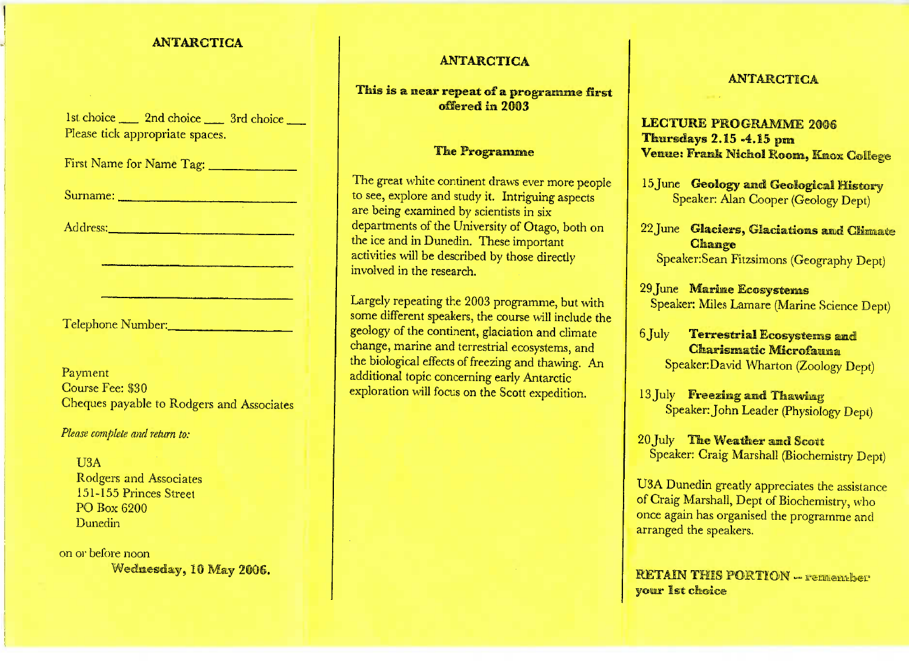## ANTARCTICA

1st choice ___ 2nd choice ___ 3rd choice ___
Please tick appropriate spaces.

First Name for Name Tag: ____________

Surname: ______________________

Address: ______________________

______________________

______________________

Telephone Number: ______________

Payment
Course Fee: $30
Cheques payable to Rodgers and Associates

*Please complete and return to:*

U3A
Rodgers and Associates
151-155 Princes Street
PO Box 6200
Dunedin

on or before noon
**Wednesday, 10 May 2006.**

## ANTARCTICA

**This is a near repeat of a programme first offered in 2003**

### The Programme

The great white continent draws ever more people to see, explore and study it. Intriguing aspects are being examined by scientists in six departments of the University of Otago, both on the ice and in Dunedin. These important activities will be described by those directly involved in the research.

Largely repeating the 2003 programme, but with some different speakers, the course will include the geology of the continent, glaciation and climate change, marine and terrestrial ecosystems, and the biological effects of freezing and thawing. An additional topic concerning early Antarctic exploration will focus on the Scott expedition.

## ANTARCTICA

**LECTURE PROGRAMME 2006**
**Thursdays 2.15 -4.15 pm**
**Venue: Frank Nichol Room, Knox College**

15 June **Geology and Geological History**
Speaker: Alan Cooper (Geology Dept)

22 June **Glaciers, Glaciations and Climate Change**
Speaker: Sean Fitzsimons (Geography Dept)

29 June **Marine Ecosystems**
Speaker: Miles Lamare (Marine Science Dept)

6 July **Terrestrial Ecosystems and Charismatic Microfauna**
Speaker: David Wharton (Zoology Dept)

13 July **Freezing and Thawing**
Speaker: John Leader (Physiology Dept)

20 July **The Weather and Scott**
Speaker: Craig Marshall (Biochemistry Dept)

U3A Dunedin greatly appreciates the assistance of Craig Marshall, Dept of Biochemistry, who once again has organised the programme and arranged the speakers.

**RETAIN THIS PORTION -- remember your 1st choice**